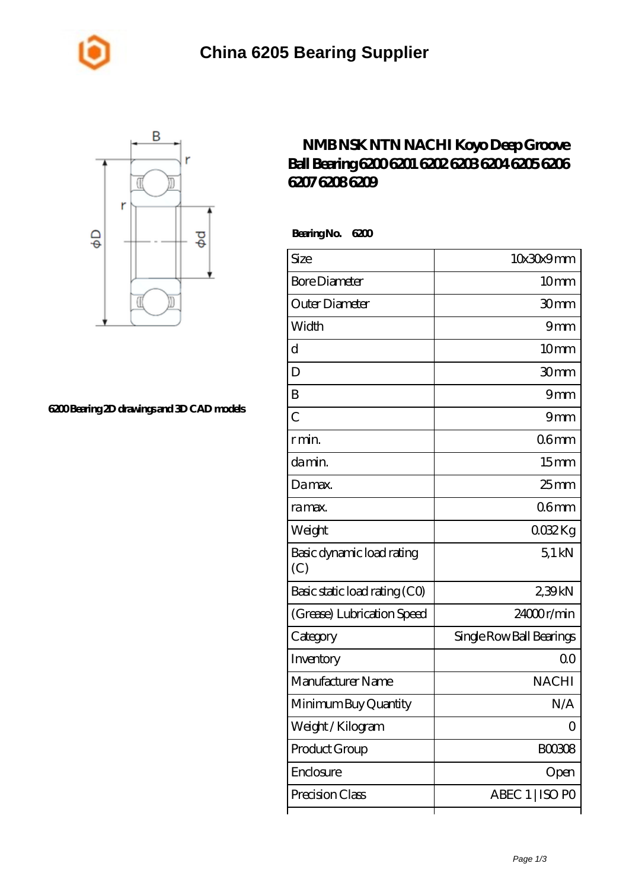# China 6205 Bearing Supplier

## NMB NSK NTN NACHI Koyo Deep Groove Ball Bearing 6200 6201 6202 6203 6204 6205 6206 6207 6208 6209

6200 Bearing 2D drawings and 3D CAD models

**Bearing No. 6200**

| Size | 10x30x9 mm |
|---|---|
| Bore Diameter | 10 mm |
| Outer Diameter | 30 mm |
| Width | 9 mm |
| d | 10 mm |
| D | 30 mm |
| B | 9 mm |
| C | 9 mm |
| r min. | 0.6 mm |
| da min. | 15 mm |
| Da max. | 25 mm |
| ra max. | 0.6 mm |
| Weight | 0.032 Kg |
| Basic dynamic load rating (C) | 5,1 kN |
| Basic static load rating (C0) | 2,39 kN |
| (Grease) Lubrication Speed | 24000 r/min |
| Category | Single Row Ball Bearings |
| Inventory | 0.0 |
| Manufacturer Name | NACHI |
| Minimum Buy Quantity | N/A |
| Weight / Kilogram | 0 |
| Product Group | B00308 |
| Enclosure | Open |
| Precision Class | ABEC 1 \| ISO P0 |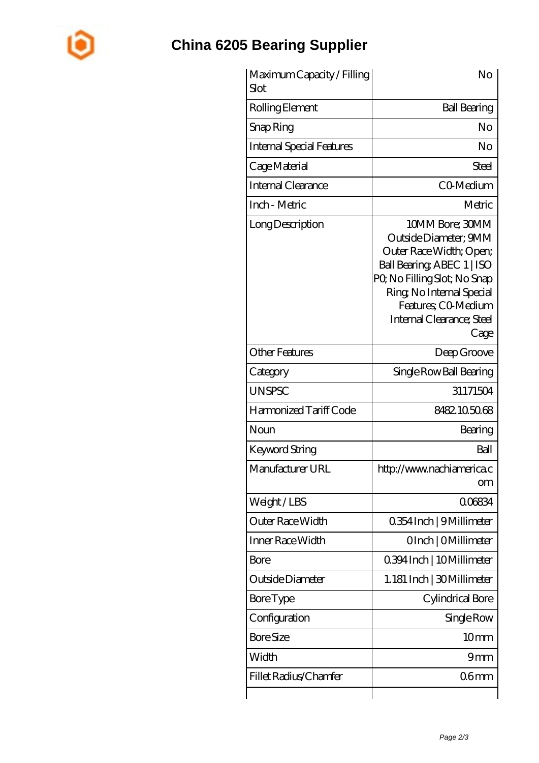# China 6205 Bearing Supplier

| Maximum Capacity / Filling Slot | No |
|---|---|
| Rolling Element | Ball Bearing |
| Snap Ring | No |
| Internal Special Features | No |
| Cage Material | Steel |
| Internal Clearance | C0-Medium |
| Inch - Metric | Metric |
| Long Description | 10MM Bore; 30MM Outside Diameter; 9MM Outer Race Width; Open; Ball Bearing; ABEC 1 \| ISO P0; No Filling Slot; No Snap Ring; No Internal Special Features; C0-Medium Internal Clearance; Steel Cage |
| Other Features | Deep Groove |
| Category | Single Row Ball Bearing |
| UNSPSC | 31171504 |
| Harmonized Tariff Code | 8482.10.50.68 |
| Noun | Bearing |
| Keyword String | Ball |
| Manufacturer URL | http://www.nachiamerica.com |
| Weight / LBS | 0.06834 |
| Outer Race Width | 0.354 Inch \| 9 Millimeter |
| Inner Race Width | 0 Inch \| 0 Millimeter |
| Bore | 0.394 Inch \| 10 Millimeter |
| Outside Diameter | 1.181 Inch \| 30 Millimeter |
| Bore Type | Cylindrical Bore |
| Configuration | Single Row |
| Bore Size | 10 mm |
| Width | 9 mm |
| Fillet Radius/Chamfer | 0.6 mm |
| | |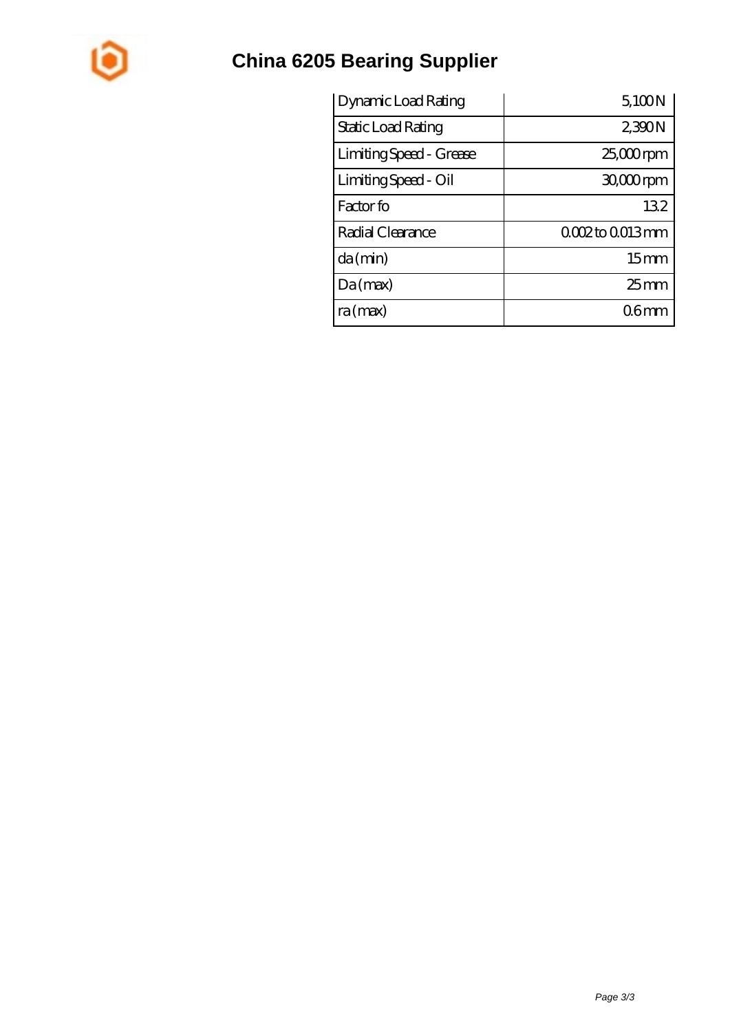# China 6205 Bearing Supplier

| | |
|---|---|
| Dynamic Load Rating | 5,100 N |
| Static Load Rating | 2,390 N |
| Limiting Speed - Grease | 25,000 rpm |
| Limiting Speed - Oil | 30,000 rpm |
| Factor fo | 13.2 |
| Radial Clearance | 0.002 to 0.013 mm |
| da (min) | 15 mm |
| Da (max) | 25 mm |
| ra (max) | 0.6 mm |